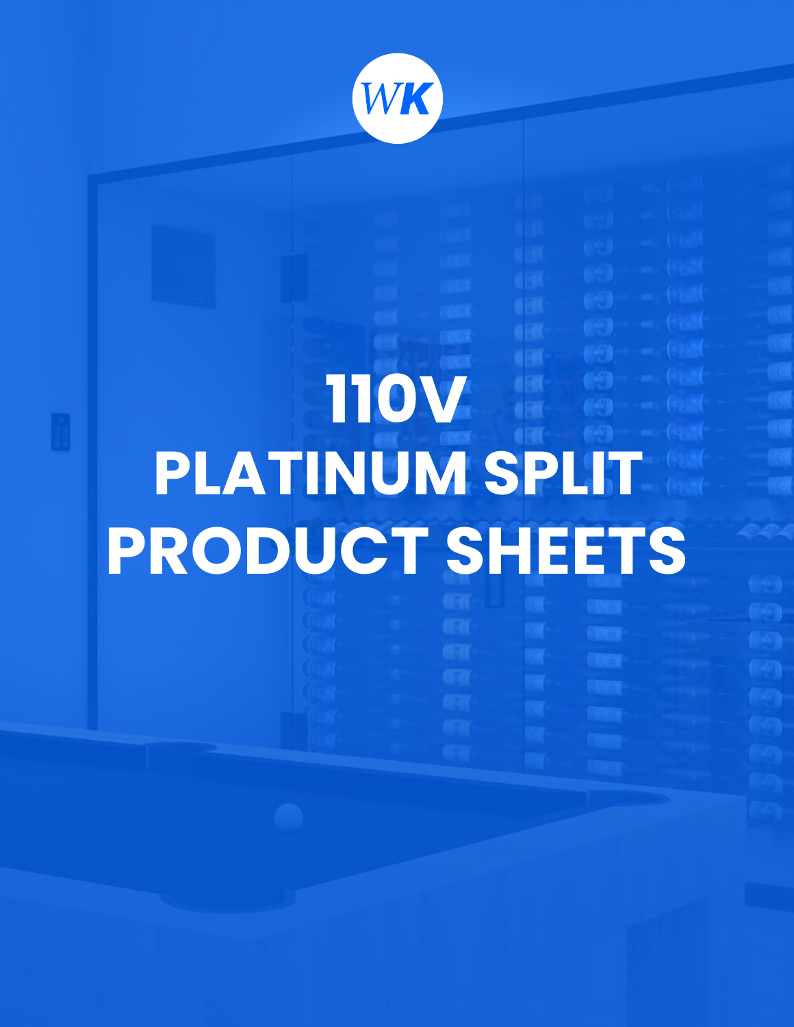WK

# 110V PLATINUM SPLIT PRODUCT SHEETS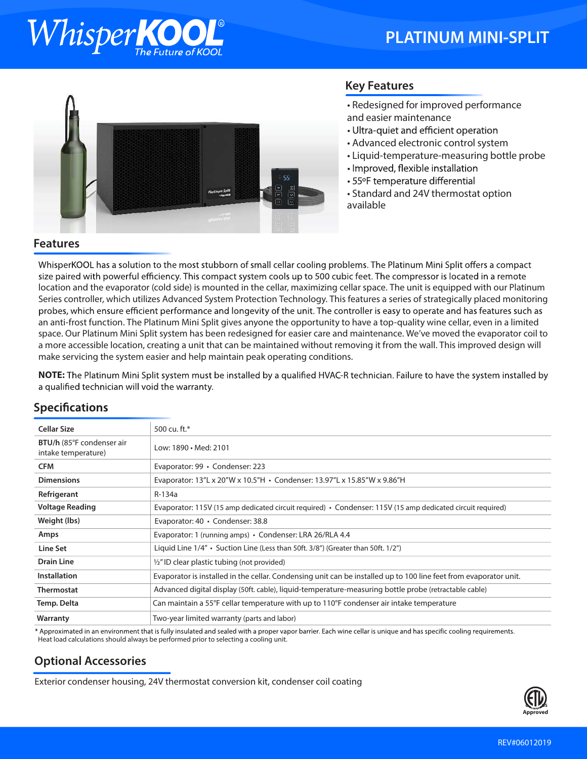# WhisperKOOL®

The Future of KOOL

## PLATINUM MINI-SPLIT

### Key Features

- Redesigned for improved performance and easier maintenance
- Ultra-quiet and efficient operation
- Advanced electronic control system
- Liquid-temperature-measuring bottle probe
- Improved, flexible installation
- 55°F temperature differential
- Standard and 24V thermostat option available

### Features

WhisperKOOL has a solution to the most stubborn of small cellar cooling problems. The Platinum Mini Split offers a compact size paired with powerful efficiency. This compact system cools up to 500 cubic feet. The compressor is located in a remote location and the evaporator (cold side) is mounted in the cellar, maximizing cellar space. The unit is equipped with our Platinum Series controller, which utilizes Advanced System Protection Technology. This features a series of strategically placed monitoring probes, which ensure efficient performance and longevity of the unit. The controller is easy to operate and has features such as an anti-frost function. The Platinum Mini Split gives anyone the opportunity to have a top-quality wine cellar, even in a limited space. Our Platinum Mini Split system has been redesigned for easier care and maintenance. We've moved the evaporator coil to a more accessible location, creating a unit that can be maintained without removing it from the wall. This improved design will make servicing the system easier and help maintain peak operating conditions.

**NOTE:** The Platinum Mini Split system must be installed by a qualified HVAC-R technician. Failure to have the system installed by a qualified technician will void the warranty.

### Specifications

| | |
|---|---|
| **Cellar Size** | 500 cu. ft.* |
| **BTU/h** (85°F condenser air intake temperature) | Low: 1890 • Med: 2101 |
| **CFM** | Evaporator: 99 • Condenser: 223 |
| **Dimensions** | Evaporator: 13"L x 20"W x 10.5"H • Condenser: 13.97"L x 15.85"W x 9.86"H |
| **Refrigerant** | R-134a |
| **Voltage Reading** | Evaporator: 115V (15 amp dedicated circuit required) • Condenser: 115V (15 amp dedicated circuit required) |
| **Weight (lbs)** | Evaporator: 40 • Condenser: 38.8 |
| **Amps** | Evaporator: 1 (running amps) • Condenser: LRA 26/RLA 4.4 |
| **Line Set** | Liquid Line 1/4" • Suction Line (Less than 50ft. 3/8") (Greater than 50ft. 1/2") |
| **Drain Line** | ½" ID clear plastic tubing (not provided) |
| **Installation** | Evaporator is installed in the cellar. Condensing unit can be installed up to 100 line feet from evaporator unit. |
| **Thermostat** | Advanced digital display (50ft. cable), liquid-temperature-measuring bottle probe (retractable cable) |
| **Temp. Delta** | Can maintain a 55°F cellar temperature with up to 110°F condenser air intake temperature |
| **Warranty** | Two-year limited warranty (parts and labor) |

* Approximated in an environment that is fully insulated and sealed with a proper vapor barrier. Each wine cellar is unique and has specific cooling requirements. Heat load calculations should always be performed prior to selecting a cooling unit.

### Optional Accessories

Exterior condenser housing, 24V thermostat conversion kit, condenser coil coating

ETL Approved

REV#06012019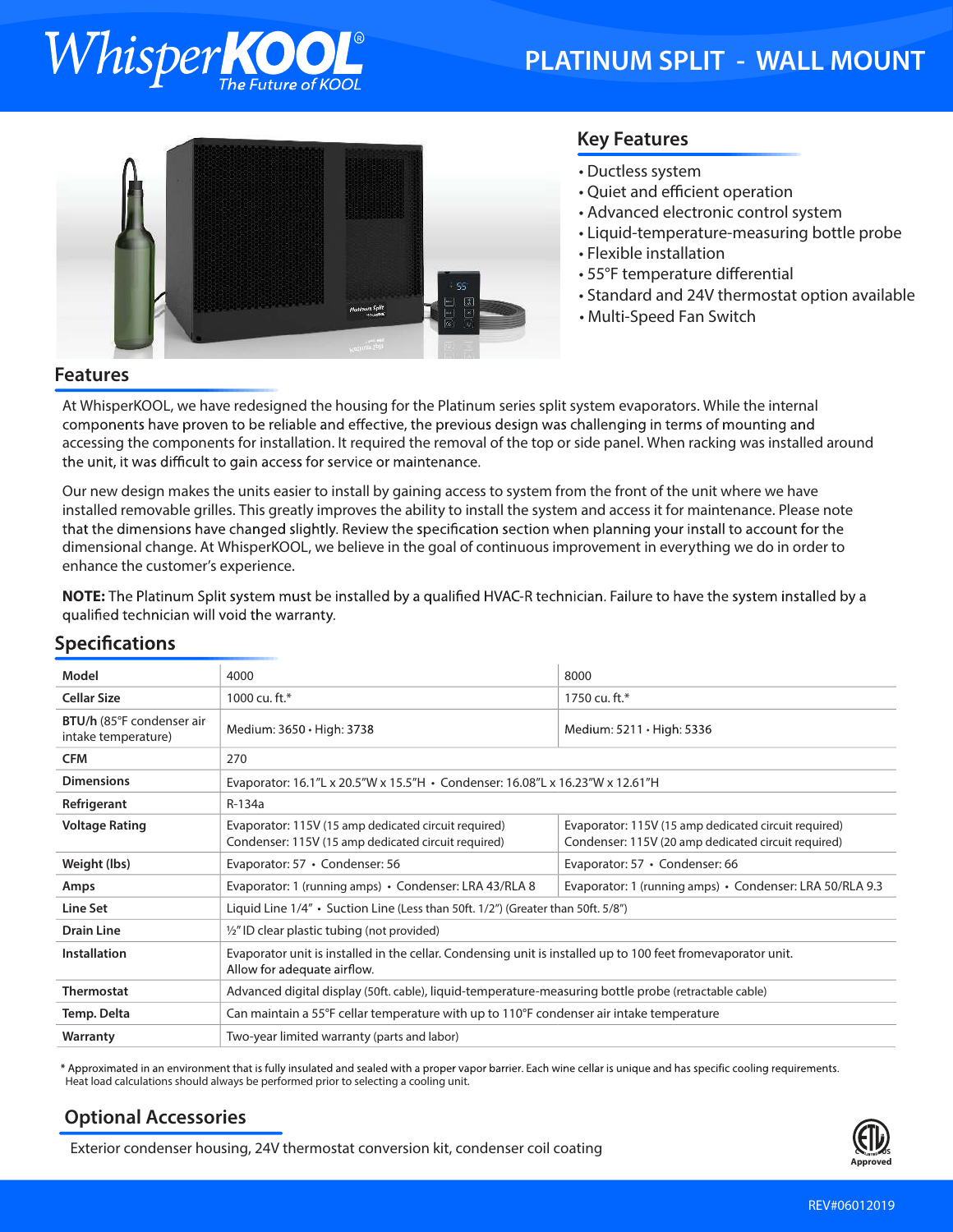# WhisperKOOL® The Future of KOOL

## PLATINUM SPLIT - WALL MOUNT

## Key Features

- Ductless system
- Quiet and efficient operation
- Advanced electronic control system
- Liquid-temperature-measuring bottle probe
- Flexible installation
- 55°F temperature differential
- Standard and 24V thermostat option available
- Multi-Speed Fan Switch

## Features

At WhisperKOOL, we have redesigned the housing for the Platinum series split system evaporators. While the internal components have proven to be reliable and effective, the previous design was challenging in terms of mounting and accessing the components for installation. It required the removal of the top or side panel. When racking was installed around the unit, it was difficult to gain access for service or maintenance.

Our new design makes the units easier to install by gaining access to system from the front of the unit where we have installed removable grilles. This greatly improves the ability to install the system and access it for maintenance. Please note that the dimensions have changed slightly. Review the specification section when planning your install to account for the dimensional change. At WhisperKOOL, we believe in the goal of continuous improvement in everything we do in order to enhance the customer's experience.

**NOTE:** The Platinum Split system must be installed by a qualified HVAC-R technician. Failure to have the system installed by a qualified technician will void the warranty.

## Specifications

| Model | 4000 | 8000 |
|---|---|---|
| Cellar Size | 1000 cu. ft.* | 1750 cu. ft.* |
| BTU/h (85°F condenser air intake temperature) | Medium: 3650 • High: 3738 | Medium: 5211 • High: 5336 |
| CFM | 270 | |
| Dimensions | Evaporator: 16.1"L x 20.5"W x 15.5"H • Condenser: 16.08"L x 16.23"W x 12.61"H | |
| Refrigerant | R-134a | |
| Voltage Rating | Evaporator: 115V (15 amp dedicated circuit required)<br>Condenser: 115V (15 amp dedicated circuit required) | Evaporator: 115V (15 amp dedicated circuit required)<br>Condenser: 115V (20 amp dedicated circuit required) |
| Weight (lbs) | Evaporator: 57 • Condenser: 56 | Evaporator: 57 • Condenser: 66 |
| Amps | Evaporator: 1 (running amps) • Condenser: LRA 43/RLA 8 | Evaporator: 1 (running amps) • Condenser: LRA 50/RLA 9.3 |
| Line Set | Liquid Line 1/4" • Suction Line (Less than 50ft. 1/2") (Greater than 50ft. 5/8") | |
| Drain Line | ½" ID clear plastic tubing (not provided) | |
| Installation | Evaporator unit is installed in the cellar. Condensing unit is installed up to 100 feet fromevaporator unit. Allow for adequate airflow. | |
| Thermostat | Advanced digital display (50ft. cable), liquid-temperature-measuring bottle probe (retractable cable) | |
| Temp. Delta | Can maintain a 55°F cellar temperature with up to 110°F condenser air intake temperature | |
| Warranty | Two-year limited warranty (parts and labor) | |

\* Approximated in an environment that is fully insulated and sealed with a proper vapor barrier. Each wine cellar is unique and has specific cooling requirements. Heat load calculations should always be performed prior to selecting a cooling unit.

## Optional Accessories

Exterior condenser housing, 24V thermostat conversion kit, condenser coil coating

ETL Approved

REV#06012019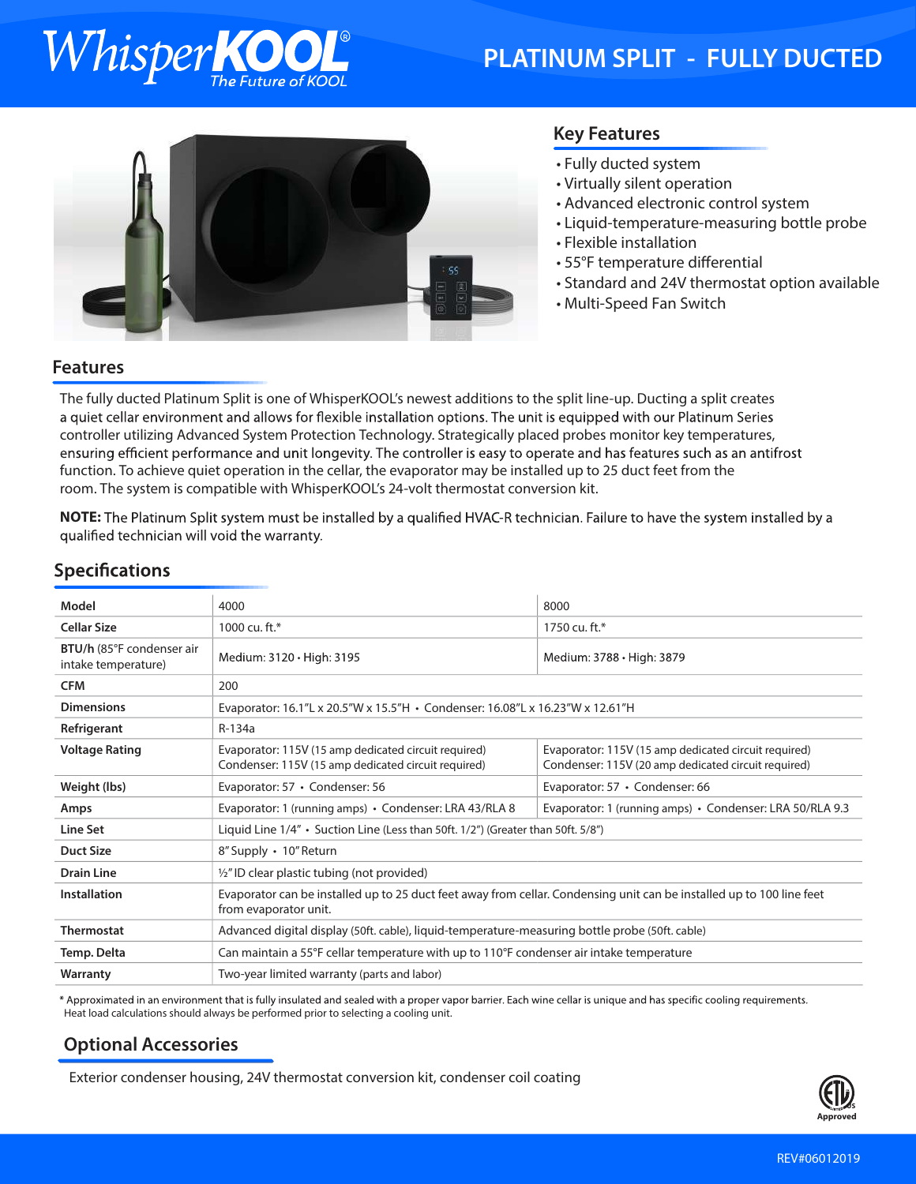WhisperKOOL® The Future of KOOL

# PLATINUM SPLIT - FULLY DUCTED

## Key Features

- Fully ducted system
- Virtually silent operation
- Advanced electronic control system
- Liquid-temperature-measuring bottle probe
- Flexible installation
- 55°F temperature differential
- Standard and 24V thermostat option available
- Multi-Speed Fan Switch

## Features

The fully ducted Platinum Split is one of WhisperKOOL's newest additions to the split line-up. Ducting a split creates a quiet cellar environment and allows for flexible installation options. The unit is equipped with our Platinum Series controller utilizing Advanced System Protection Technology. Strategically placed probes monitor key temperatures, ensuring efficient performance and unit longevity. The controller is easy to operate and has features such as an antifrost function. To achieve quiet operation in the cellar, the evaporator may be installed up to 25 duct feet from the room. The system is compatible with WhisperKOOL's 24-volt thermostat conversion kit.

**NOTE:** The Platinum Split system must be installed by a qualified HVAC-R technician. Failure to have the system installed by a qualified technician will void the warranty.

## Specifications

| | | |
|---|---|---|
| **Model** | 4000 | 8000 |
| **Cellar Size** | 1000 cu. ft.* | 1750 cu. ft.* |
| **BTU/h** (85°F condenser air intake temperature) | Medium: 3120 • High: 3195 | Medium: 3788 • High: 3879 |
| **CFM** | 200 | |
| **Dimensions** | Evaporator: 16.1"L x 20.5"W x 15.5"H • Condenser: 16.08"L x 16.23"W x 12.61"H | |
| **Refrigerant** | R-134a | |
| **Voltage Rating** | Evaporator: 115V (15 amp dedicated circuit required)<br>Condenser: 115V (15 amp dedicated circuit required) | Evaporator: 115V (15 amp dedicated circuit required)<br>Condenser: 115V (20 amp dedicated circuit required) |
| **Weight (lbs)** | Evaporator: 57 • Condenser: 56 | Evaporator: 57 • Condenser: 66 |
| **Amps** | Evaporator: 1 (running amps) • Condenser: LRA 43/RLA 8 | Evaporator: 1 (running amps) • Condenser: LRA 50/RLA 9.3 |
| **Line Set** | Liquid Line 1/4" • Suction Line (Less than 50ft. 1/2") (Greater than 50ft. 5/8") | |
| **Duct Size** | 8" Supply • 10" Return | |
| **Drain Line** | ½" ID clear plastic tubing (not provided) | |
| **Installation** | Evaporator can be installed up to 25 duct feet away from cellar. Condensing unit can be installed up to 100 line feet from evaporator unit. | |
| **Thermostat** | Advanced digital display (50ft. cable), liquid-temperature-measuring bottle probe (50ft. cable) | |
| **Temp. Delta** | Can maintain a 55°F cellar temperature with up to 110°F condenser air intake temperature | |
| **Warranty** | Two-year limited warranty (parts and labor) | |

\* Approximated in an environment that is fully insulated and sealed with a proper vapor barrier. Each wine cellar is unique and has specific cooling requirements. Heat load calculations should always be performed prior to selecting a cooling unit.

## Optional Accessories

Exterior condenser housing, 24V thermostat conversion kit, condenser coil coating

ETL Approved

REV#06012019